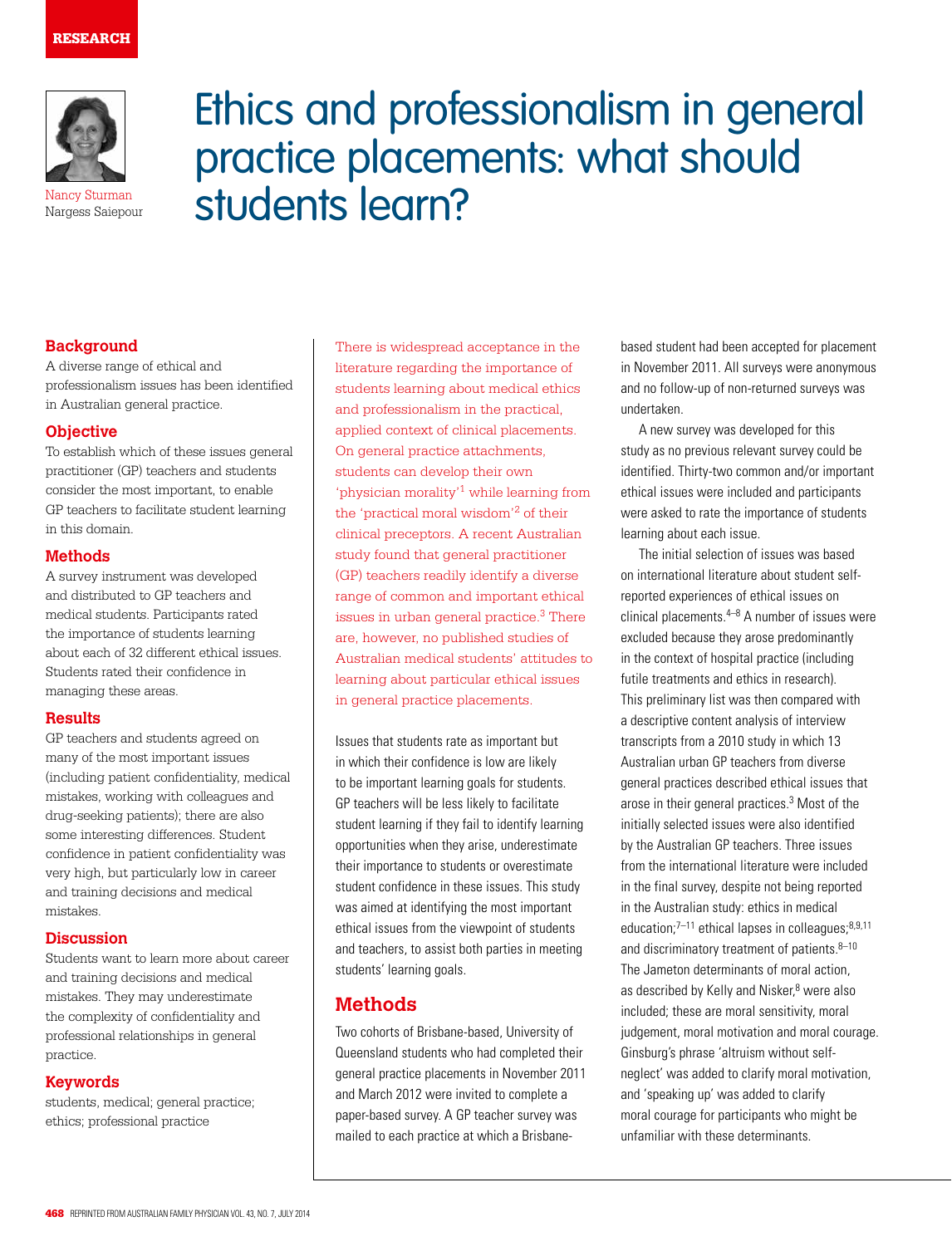RESEARCH

# Ethics and professionalism in general practice placements: what should students learn?

Nancy Sturman
Nargess Saiepour

## Background

A diverse range of ethical and professionalism issues has been identified in Australian general practice.

## Objective

To establish which of these issues general practitioner (GP) teachers and students consider the most important, to enable GP teachers to facilitate student learning in this domain.

## Methods

A survey instrument was developed and distributed to GP teachers and medical students. Participants rated the importance of students learning about each of 32 different ethical issues. Students rated their confidence in managing these areas.

## Results

GP teachers and students agreed on many of the most important issues (including patient confidentiality, medical mistakes, working with colleagues and drug-seeking patients); there are also some interesting differences. Student confidence in patient confidentiality was very high, but particularly low in career and training decisions and medical mistakes.

## Discussion

Students want to learn more about career and training decisions and medical mistakes. They may underestimate the complexity of confidentiality and professional relationships in general practice.

## Keywords

students, medical; general practice; ethics; professional practice

There is widespread acceptance in the literature regarding the importance of students learning about medical ethics and professionalism in the practical, applied context of clinical placements. On general practice attachments, students can develop their own 'physician morality'[1] while learning from the 'practical moral wisdom'[2] of their clinical preceptors. A recent Australian study found that general practitioner (GP) teachers readily identify a diverse range of common and important ethical issues in urban general practice.[3] There are, however, no published studies of Australian medical students' attitudes to learning about particular ethical issues in general practice placements.

Issues that students rate as important but in which their confidence is low are likely to be important learning goals for students. GP teachers will be less likely to facilitate student learning if they fail to identify learning opportunities when they arise, underestimate their importance to students or overestimate student confidence in these issues. This study was aimed at identifying the most important ethical issues from the viewpoint of students and teachers, to assist both parties in meeting students' learning goals.

## Methods

Two cohorts of Brisbane-based, University of Queensland students who had completed their general practice placements in November 2011 and March 2012 were invited to complete a paper-based survey. A GP teacher survey was mailed to each practice at which a Brisbane-based student had been accepted for placement in November 2011. All surveys were anonymous and no follow-up of non-returned surveys was undertaken.

A new survey was developed for this study as no previous relevant survey could be identified. Thirty-two common and/or important ethical issues were included and participants were asked to rate the importance of students learning about each issue.

The initial selection of issues was based on international literature about student self-reported experiences of ethical issues on clinical placements.[4–8] A number of issues were excluded because they arose predominantly in the context of hospital practice (including futile treatments and ethics in research). This preliminary list was then compared with a descriptive content analysis of interview transcripts from a 2010 study in which 13 Australian urban GP teachers from diverse general practices described ethical issues that arose in their general practices.[3] Most of the initially selected issues were also identified by the Australian GP teachers. Three issues from the international literature were included in the final survey, despite not being reported in the Australian study: ethics in medical education;[7–11] ethical lapses in colleagues;[8,9,11] and discriminatory treatment of patients.[8–10] The Jameton determinants of moral action, as described by Kelly and Nisker,[8] were also included; these are moral sensitivity, moral judgement, moral motivation and moral courage. Ginsburg's phrase 'altruism without self-neglect' was added to clarify moral motivation, and 'speaking up' was added to clarify moral courage for participants who might be unfamiliar with these determinants.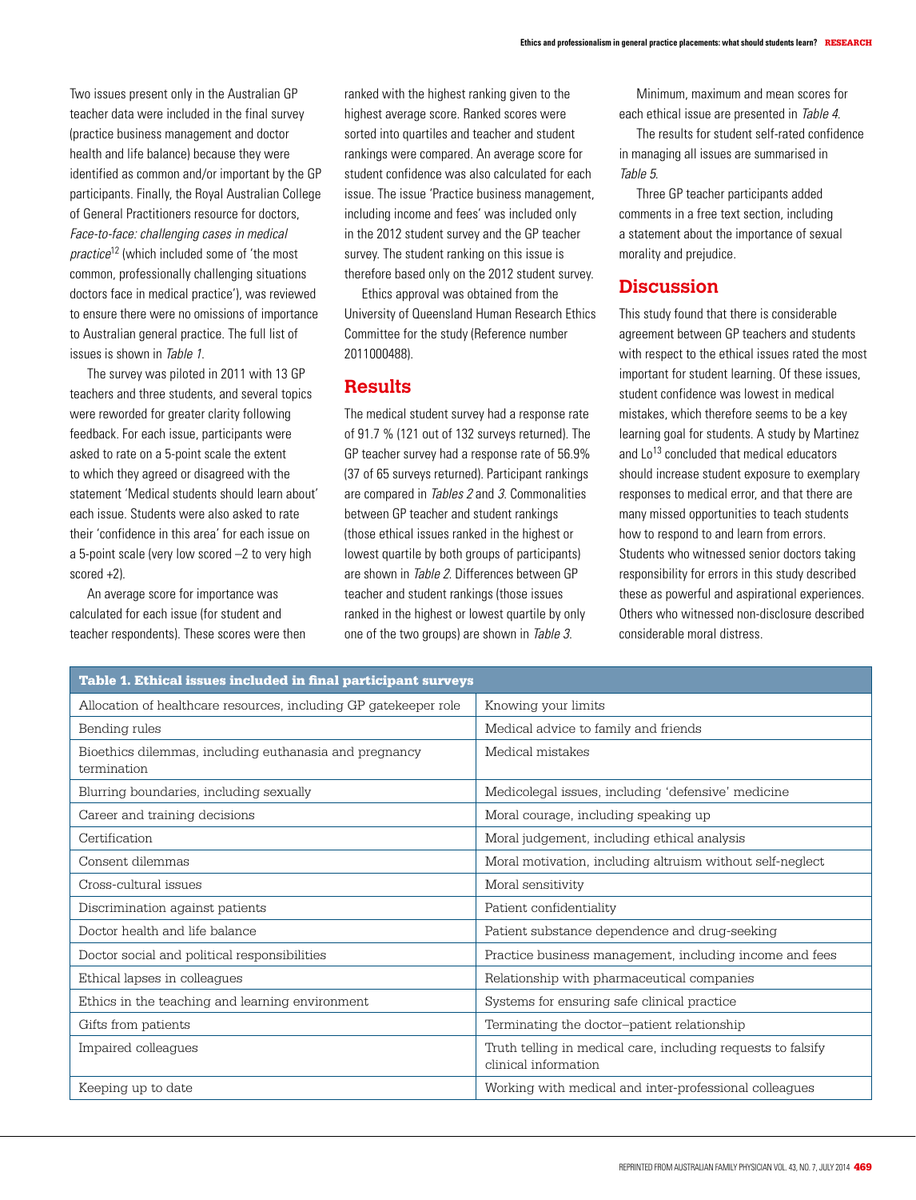Two issues present only in the Australian GP teacher data were included in the final survey (practice business management and doctor health and life balance) because they were identified as common and/or important by the GP participants. Finally, the Royal Australian College of General Practitioners resource for doctors, *Face-to-face: challenging cases in medical practice*[12] (which included some of 'the most common, professionally challenging situations doctors face in medical practice'), was reviewed to ensure there were no omissions of importance to Australian general practice. The full list of issues is shown in *Table 1*.

The survey was piloted in 2011 with 13 GP teachers and three students, and several topics were reworded for greater clarity following feedback. For each issue, participants were asked to rate on a 5-point scale the extent to which they agreed or disagreed with the statement 'Medical students should learn about' each issue. Students were also asked to rate their 'confidence in this area' for each issue on a 5-point scale (very low scored –2 to very high scored +2).

An average score for importance was calculated for each issue (for student and teacher respondents). These scores were then ranked with the highest ranking given to the highest average score. Ranked scores were sorted into quartiles and teacher and student rankings were compared. An average score for student confidence was also calculated for each issue. The issue 'Practice business management, including income and fees' was included only in the 2012 student survey and the GP teacher survey. The student ranking on this issue is therefore based only on the 2012 student survey.

Ethics approval was obtained from the University of Queensland Human Research Ethics Committee for the study (Reference number 2011000488).

## Results

The medical student survey had a response rate of 91.7 % (121 out of 132 surveys returned). The GP teacher survey had a response rate of 56.9% (37 of 65 surveys returned). Participant rankings are compared in *Tables 2* and *3*. Commonalities between GP teacher and student rankings (those ethical issues ranked in the highest or lowest quartile by both groups of participants) are shown in *Table 2*. Differences between GP teacher and student rankings (those issues ranked in the highest or lowest quartile by only one of the two groups) are shown in *Table 3*.

Minimum, maximum and mean scores for each ethical issue are presented in *Table 4*.

The results for student self-rated confidence in managing all issues are summarised in *Table 5*.

Three GP teacher participants added comments in a free text section, including a statement about the importance of sexual morality and prejudice.

## Discussion

This study found that there is considerable agreement between GP teachers and students with respect to the ethical issues rated the most important for student learning. Of these issues, student confidence was lowest in medical mistakes, which therefore seems to be a key learning goal for students. A study by Martinez and Lo[13] concluded that medical educators should increase student exposure to exemplary responses to medical error, and that there are many missed opportunities to teach students how to respond to and learn from errors. Students who witnessed senior doctors taking responsibility for errors in this study described these as powerful and aspirational experiences. Others who witnessed non-disclosure described considerable moral distress.

**Table 1. Ethical issues included in final participant surveys**

| | |
|---|---|
| Allocation of healthcare resources, including GP gatekeeper role | Knowing your limits |
| Bending rules | Medical advice to family and friends |
| Bioethics dilemmas, including euthanasia and pregnancy termination | Medical mistakes |
| Blurring boundaries, including sexually | Medicolegal issues, including 'defensive' medicine |
| Career and training decisions | Moral courage, including speaking up |
| Certification | Moral judgement, including ethical analysis |
| Consent dilemmas | Moral motivation, including altruism without self-neglect |
| Cross-cultural issues | Moral sensitivity |
| Discrimination against patients | Patient confidentiality |
| Doctor health and life balance | Patient substance dependence and drug-seeking |
| Doctor social and political responsibilities | Practice business management, including income and fees |
| Ethical lapses in colleagues | Relationship with pharmaceutical companies |
| Ethics in the teaching and learning environment | Systems for ensuring safe clinical practice |
| Gifts from patients | Terminating the doctor–patient relationship |
| Impaired colleagues | Truth telling in medical care, including requests to falsify clinical information |
| Keeping up to date | Working with medical and inter-professional colleagues |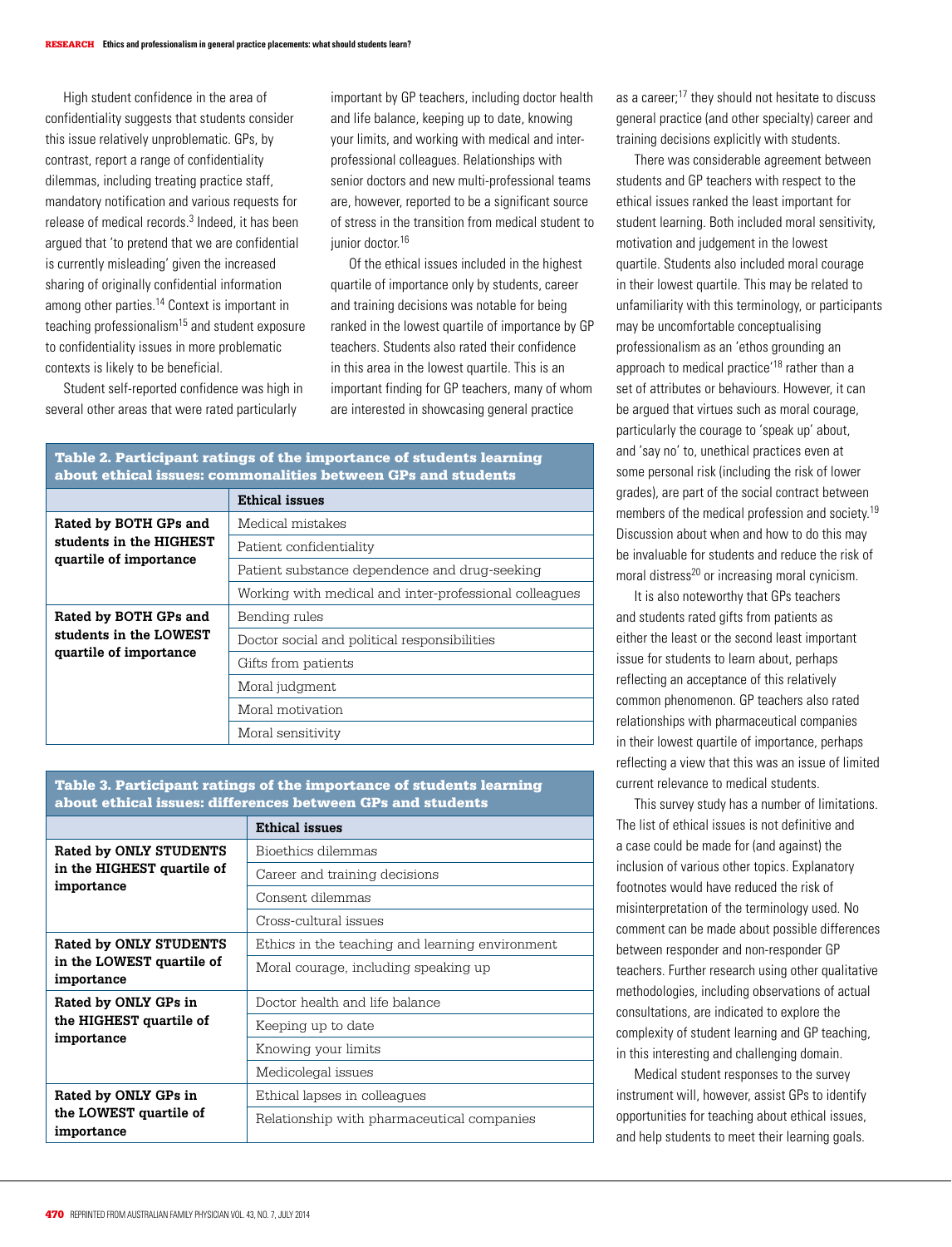High student confidence in the area of confidentiality suggests that students consider this issue relatively unproblematic. GPs, by contrast, report a range of confidentiality dilemmas, including treating practice staff, mandatory notification and various requests for release of medical records.[3] Indeed, it has been argued that 'to pretend that we are confidential is currently misleading' given the increased sharing of originally confidential information among other parties.[14] Context is important in teaching professionalism[15] and student exposure to confidentiality issues in more problematic contexts is likely to be beneficial.

Student self-reported confidence was high in several other areas that were rated particularly important by GP teachers, including doctor health and life balance, keeping up to date, knowing your limits, and working with medical and inter-professional colleagues. Relationships with senior doctors and new multi-professional teams are, however, reported to be a significant source of stress in the transition from medical student to junior doctor.[16]

Of the ethical issues included in the highest quartile of importance only by students, career and training decisions was notable for being ranked in the lowest quartile of importance by GP teachers. Students also rated their confidence in this area in the lowest quartile. This is an important finding for GP teachers, many of whom are interested in showcasing general practice as a career;[17] they should not hesitate to discuss general practice (and other specialty) career and training decisions explicitly with students.

**Table 2. Participant ratings of the importance of students learning about ethical issues: commonalities between GPs and students**

| | Ethical issues |
|---|---|
| **Rated by BOTH GPs and students in the HIGHEST quartile of importance** | Medical mistakes |
| | Patient confidentiality |
| | Patient substance dependence and drug-seeking |
| | Working with medical and inter-professional colleagues |
| **Rated by BOTH GPs and students in the LOWEST quartile of importance** | Bending rules |
| | Doctor social and political responsibilities |
| | Gifts from patients |
| | Moral judgment |
| | Moral motivation |
| | Moral sensitivity |

**Table 3. Participant ratings of the importance of students learning about ethical issues: differences between GPs and students**

| | Ethical issues |
|---|---|
| **Rated by ONLY STUDENTS in the HIGHEST quartile of importance** | Bioethics dilemmas |
| | Career and training decisions |
| | Consent dilemmas |
| | Cross-cultural issues |
| **Rated by ONLY STUDENTS in the LOWEST quartile of importance** | Ethics in the teaching and learning environment |
| | Moral courage, including speaking up |
| **Rated by ONLY GPs in the HIGHEST quartile of importance** | Doctor health and life balance |
| | Keeping up to date |
| | Knowing your limits |
| | Medicolegal issues |
| **Rated by ONLY GPs in the LOWEST quartile of importance** | Ethical lapses in colleagues |
| | Relationship with pharmaceutical companies |

There was considerable agreement between students and GP teachers with respect to the ethical issues ranked the least important for student learning. Both included moral sensitivity, motivation and judgement in the lowest quartile. Students also included moral courage in their lowest quartile. This may be related to unfamiliarity with this terminology, or participants may be uncomfortable conceptualising professionalism as an 'ethos grounding an approach to medical practice'[18] rather than a set of attributes or behaviours. However, it can be argued that virtues such as moral courage, particularly the courage to 'speak up' about, and 'say no' to, unethical practices even at some personal risk (including the risk of lower grades), are part of the social contract between members of the medical profession and society.[19] Discussion about when and how to do this may be invaluable for students and reduce the risk of moral distress[20] or increasing moral cynicism.

It is also noteworthy that GPs teachers and students rated gifts from patients as either the least or the second least important issue for students to learn about, perhaps reflecting an acceptance of this relatively common phenomenon. GP teachers also rated relationships with pharmaceutical companies in their lowest quartile of importance, perhaps reflecting a view that this was an issue of limited current relevance to medical students.

This survey study has a number of limitations. The list of ethical issues is not definitive and a case could be made for (and against) the inclusion of various other topics. Explanatory footnotes would have reduced the risk of misinterpretation of the terminology used. No comment can be made about possible differences between responder and non-responder GP teachers. Further research using other qualitative methodologies, including observations of actual consultations, are indicated to explore the complexity of student learning and GP teaching, in this interesting and challenging domain.

Medical student responses to the survey instrument will, however, assist GPs to identify opportunities for teaching about ethical issues, and help students to meet their learning goals.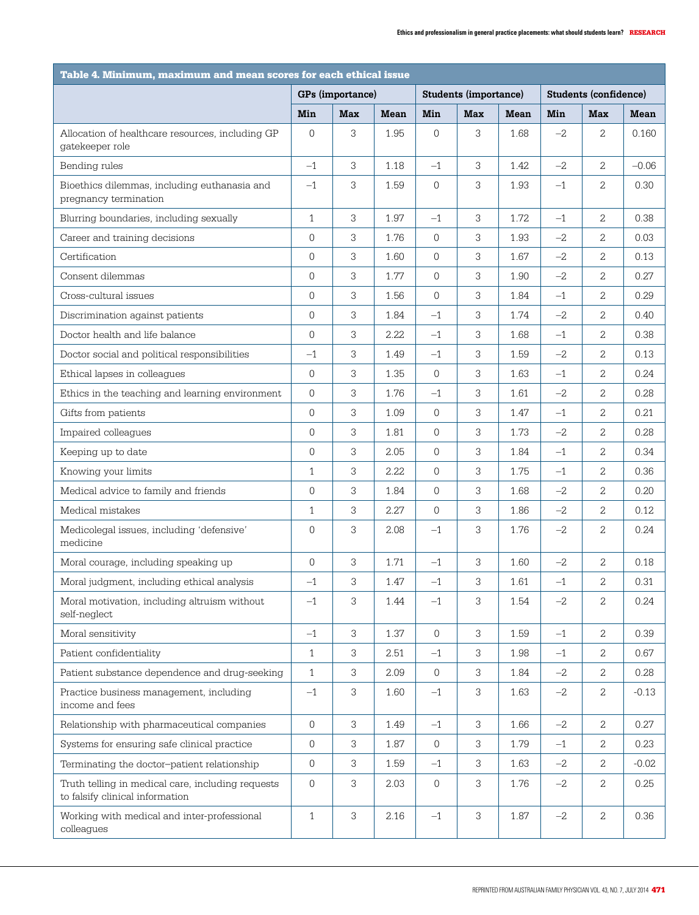**Table 4. Minimum, maximum and mean scores for each ethical issue**

| | GPs (importance) | | | Students (importance) | | | Students (confidence) | | |
|---|---|---|---|---|---|---|---|---|---|
| | Min | Max | Mean | Min | Max | Mean | Min | Max | Mean |
| Allocation of healthcare resources, including GP gatekeeper role | 0 | 3 | 1.95 | 0 | 3 | 1.68 | –2 | 2 | 0.160 |
| Bending rules | –1 | 3 | 1.18 | –1 | 3 | 1.42 | –2 | 2 | –0.06 |
| Bioethics dilemmas, including euthanasia and pregnancy termination | –1 | 3 | 1.59 | 0 | 3 | 1.93 | –1 | 2 | 0.30 |
| Blurring boundaries, including sexually | 1 | 3 | 1.97 | –1 | 3 | 1.72 | –1 | 2 | 0.38 |
| Career and training decisions | 0 | 3 | 1.76 | 0 | 3 | 1.93 | –2 | 2 | 0.03 |
| Certification | 0 | 3 | 1.60 | 0 | 3 | 1.67 | –2 | 2 | 0.13 |
| Consent dilemmas | 0 | 3 | 1.77 | 0 | 3 | 1.90 | –2 | 2 | 0.27 |
| Cross-cultural issues | 0 | 3 | 1.56 | 0 | 3 | 1.84 | –1 | 2 | 0.29 |
| Discrimination against patients | 0 | 3 | 1.84 | –1 | 3 | 1.74 | –2 | 2 | 0.40 |
| Doctor health and life balance | 0 | 3 | 2.22 | –1 | 3 | 1.68 | –1 | 2 | 0.38 |
| Doctor social and political responsibilities | –1 | 3 | 1.49 | –1 | 3 | 1.59 | –2 | 2 | 0.13 |
| Ethical lapses in colleagues | 0 | 3 | 1.35 | 0 | 3 | 1.63 | –1 | 2 | 0.24 |
| Ethics in the teaching and learning environment | 0 | 3 | 1.76 | –1 | 3 | 1.61 | –2 | 2 | 0.28 |
| Gifts from patients | 0 | 3 | 1.09 | 0 | 3 | 1.47 | –1 | 2 | 0.21 |
| Impaired colleagues | 0 | 3 | 1.81 | 0 | 3 | 1.73 | –2 | 2 | 0.28 |
| Keeping up to date | 0 | 3 | 2.05 | 0 | 3 | 1.84 | –1 | 2 | 0.34 |
| Knowing your limits | 1 | 3 | 2.22 | 0 | 3 | 1.75 | –1 | 2 | 0.36 |
| Medical advice to family and friends | 0 | 3 | 1.84 | 0 | 3 | 1.68 | –2 | 2 | 0.20 |
| Medical mistakes | 1 | 3 | 2.27 | 0 | 3 | 1.86 | –2 | 2 | 0.12 |
| Medicolegal issues, including 'defensive' medicine | 0 | 3 | 2.08 | –1 | 3 | 1.76 | –2 | 2 | 0.24 |
| Moral courage, including speaking up | 0 | 3 | 1.71 | –1 | 3 | 1.60 | –2 | 2 | 0.18 |
| Moral judgment, including ethical analysis | –1 | 3 | 1.47 | –1 | 3 | 1.61 | –1 | 2 | 0.31 |
| Moral motivation, including altruism without self-neglect | –1 | 3 | 1.44 | –1 | 3 | 1.54 | –2 | 2 | 0.24 |
| Moral sensitivity | –1 | 3 | 1.37 | 0 | 3 | 1.59 | –1 | 2 | 0.39 |
| Patient confidentiality | 1 | 3 | 2.51 | –1 | 3 | 1.98 | –1 | 2 | 0.67 |
| Patient substance dependence and drug-seeking | 1 | 3 | 2.09 | 0 | 3 | 1.84 | –2 | 2 | 0.28 |
| Practice business management, including income and fees | –1 | 3 | 1.60 | –1 | 3 | 1.63 | –2 | 2 | -0.13 |
| Relationship with pharmaceutical companies | 0 | 3 | 1.49 | –1 | 3 | 1.66 | –2 | 2 | 0.27 |
| Systems for ensuring safe clinical practice | 0 | 3 | 1.87 | 0 | 3 | 1.79 | –1 | 2 | 0.23 |
| Terminating the doctor–patient relationship | 0 | 3 | 1.59 | –1 | 3 | 1.63 | –2 | 2 | -0.02 |
| Truth telling in medical care, including requests to falsify clinical information | 0 | 3 | 2.03 | 0 | 3 | 1.76 | –2 | 2 | 0.25 |
| Working with medical and inter-professional colleagues | 1 | 3 | 2.16 | –1 | 3 | 1.87 | –2 | 2 | 0.36 |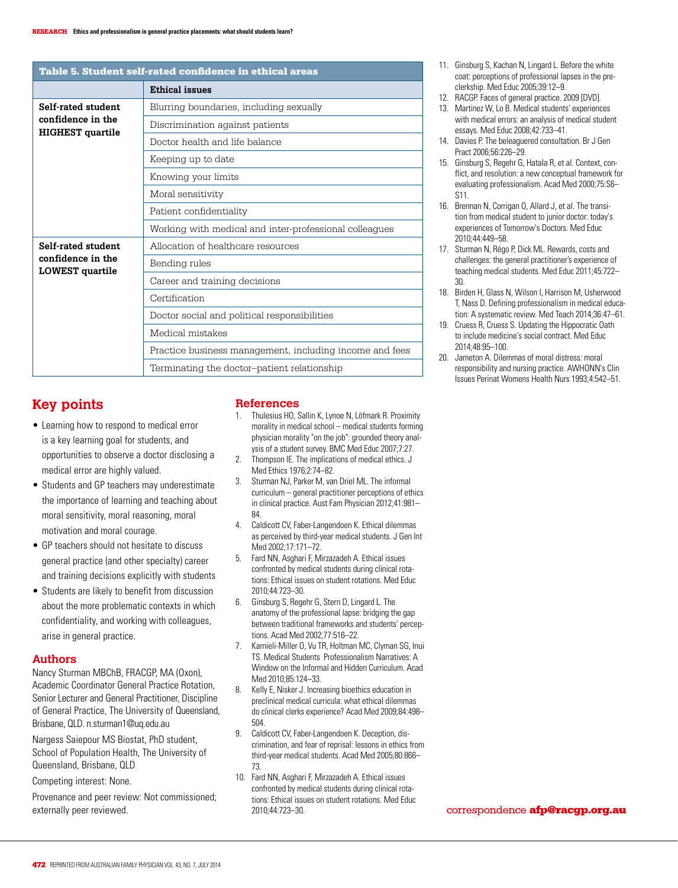**Table 5. Student self-rated confidence in ethical areas**

| | Ethical issues |
|---|---|
| **Self-rated student confidence in the HIGHEST quartile** | Blurring boundaries, including sexually |
| | Discrimination against patients |
| | Doctor health and life balance |
| | Keeping up to date |
| | Knowing your limits |
| | Moral sensitivity |
| | Patient confidentiality |
| | Working with medical and inter-professional colleagues |
| **Self-rated student confidence in the LOWEST quartile** | Allocation of healthcare resources |
| | Bending rules |
| | Career and training decisions |
| | Certification |
| | Doctor social and political responsibilities |
| | Medical mistakes |
| | Practice business management, including income and fees |
| | Terminating the doctor–patient relationship |

## Key points

- Learning how to respond to medical error is a key learning goal for students, and opportunities to observe a doctor disclosing a medical error are highly valued.
- Students and GP teachers may underestimate the importance of learning and teaching about moral sensitivity, moral reasoning, moral motivation and moral courage.
- GP teachers should not hesitate to discuss general practice (and other specialty) career and training decisions explicitly with students
- Students are likely to benefit from discussion about the more problematic contexts in which confidentiality, and working with colleagues, arise in general practice.

## Authors

Nancy Sturman MBChB, FRACGP, MA (Oxon), Academic Coordinator General Practice Rotation, Senior Lecturer and General Practitioner, Discipline of General Practice, The University of Queensland, Brisbane, QLD. n.sturman1@uq.edu.au

Nargess Saiepour MS Biostat, PhD student, School of Population Health, The University of Queensland, Brisbane, QLD

Competing interest: None.

Provenance and peer review: Not commissioned; externally peer reviewed.

## References

1. Thulesius HO, Sallin K, Lynoe N, Löfmark R. Proximity morality in medical school – medical students forming physician morality "on the job": grounded theory analysis of a student survey. BMC Med Educ 2007;7:27.
2. Thompson IE. The implications of medical ethics. J Med Ethics 1976;2:74–82.
3. Sturman NJ, Parker M, van Driel ML. The informal curriculum – general practitioner perceptions of ethics in clinical practice. Aust Fam Physician 2012;41:981–84.
4. Caldicott CV, Faber-Langendoen K. Ethical dilemmas as perceived by third-year medical students. J Gen Int Med 2002;17:171–72.
5. Fard NN, Asghari F, Mirzazadeh A. Ethical issues confronted by medical students during clinical rotations: Ethical issues on student rotations. Med Educ 2010;44:723–30.
6. Ginsburg S, Regehr G, Stern D, Lingard L. The anatomy of the professional lapse: bridging the gap between traditional frameworks and students' perceptions. Acad Med 2002;77:516–22.
7. Karnieli-Miller O, Vu TR, Holtman MC, Clyman SG, Inui TS. Medical Students Professionalism Narratives: A Window on the Informal and Hidden Curriculum. Acad Med 2010;85:124–33.
8. Kelly E, Nisker J. Increasing bioethics education in preclinical medical curricula: what ethical dilemmas do clinical clerks experience? Acad Med 2009;84:498–504.
9. Caldicott CV, Faber-Langendoen K. Deception, discrimination, and fear of reprisal: lessons in ethics from third-year medical students. Acad Med 2005;80:866–73.
10. Fard NN, Asghari F, Mirzazadeh A. Ethical issues confronted by medical students during clinical rotations: Ethical issues on student rotations. Med Educ 2010;44:723–30.
11. Ginsburg S, Kachan N, Lingard L. Before the white coat: perceptions of professional lapses in the pre-clerkship. Med Educ 2005;39:12–9.
12. RACGP. Faces of general practice. 2009 [DVD].
13. Martinez W, Lo B. Medical students' experiences with medical errors: an analysis of medical student essays. Med Educ 2008;42:733–41.
14. Davies P. The beleaguered consultation. Br J Gen Pract 2006;56:226–29.
15. Ginsburg S, Regehr G, Hatala R, et al. Context, conflict, and resolution: a new conceptual framework for evaluating professionalism. Acad Med 2000;75:S6–S11.
16. Brennan N, Corrigan O, Allard J, et al. The transition from medical student to junior doctor: today's experiences of Tomorrow's Doctors. Med Educ 2010;44:449–58.
17. Sturman N, Régo P, Dick ML. Rewards, costs and challenges: the general practitioner's experience of teaching medical students. Med Educ 2011;45:722–30.
18. Birden H, Glass N, Wilson I, Harrison M, Usherwood T, Nass D. Defining professionalism in medical education: A systematic review. Med Teach 2014;36:47–61.
19. Cruess R, Cruess S. Updating the Hippocratic Oath to include medicine's social contract. Med Educ 2014;48:95–100.
20. Jameton A. Dilemmas of moral distress: moral responsibility and nursing practice. AWHONN's Clin Issues Perinat Womens Health Nurs 1993;4:542–51.

correspondence **afp@racgp.org.au**